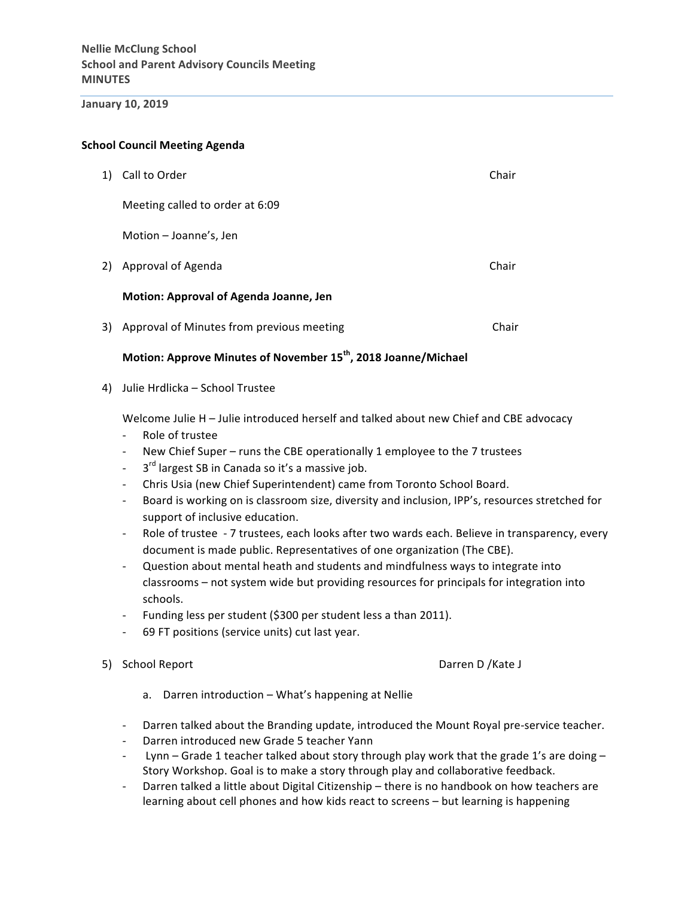**Nellie McClung School**
**School and Parent Advisory Councils Meeting**
**MINUTES**

**January 10, 2019**

**School Council Meeting Agenda**

1) Call to Order — Chair

   Meeting called to order at 6:09

   Motion – Joanne's, Jen

2) Approval of Agenda — Chair

   **Motion: Approval of Agenda Joanne, Jen**

3) Approval of Minutes from previous meeting — Chair

   **Motion: Approve Minutes of November 15th, 2018 Joanne/Michael**

4) Julie Hrdlicka – School Trustee

   Welcome Julie H – Julie introduced herself and talked about new Chief and CBE advocacy

   - Role of trustee
   - New Chief Super – runs the CBE operationally 1 employee to the 7 trustees
   - 3rd largest SB in Canada so it's a massive job.
   - Chris Usia (new Chief Superintendent) came from Toronto School Board.
   - Board is working on is classroom size, diversity and inclusion, IPP's, resources stretched for support of inclusive education.
   - Role of trustee - 7 trustees, each looks after two wards each. Believe in transparency, every document is made public. Representatives of one organization (The CBE).
   - Question about mental heath and students and mindfulness ways to integrate into classrooms – not system wide but providing resources for principals for integration into schools.
   - Funding less per student ($300 per student less a than 2011).
   - 69 FT positions (service units) cut last year.

5) School Report — Darren D /Kate J

   a. Darren introduction – What's happening at Nellie

   - Darren talked about the Branding update, introduced the Mount Royal pre-service teacher.
   - Darren introduced new Grade 5 teacher Yann
   - Lynn – Grade 1 teacher talked about story through play work that the grade 1's are doing – Story Workshop. Goal is to make a story through play and collaborative feedback.
   - Darren talked a little about Digital Citizenship – there is no handbook on how teachers are learning about cell phones and how kids react to screens – but learning is happening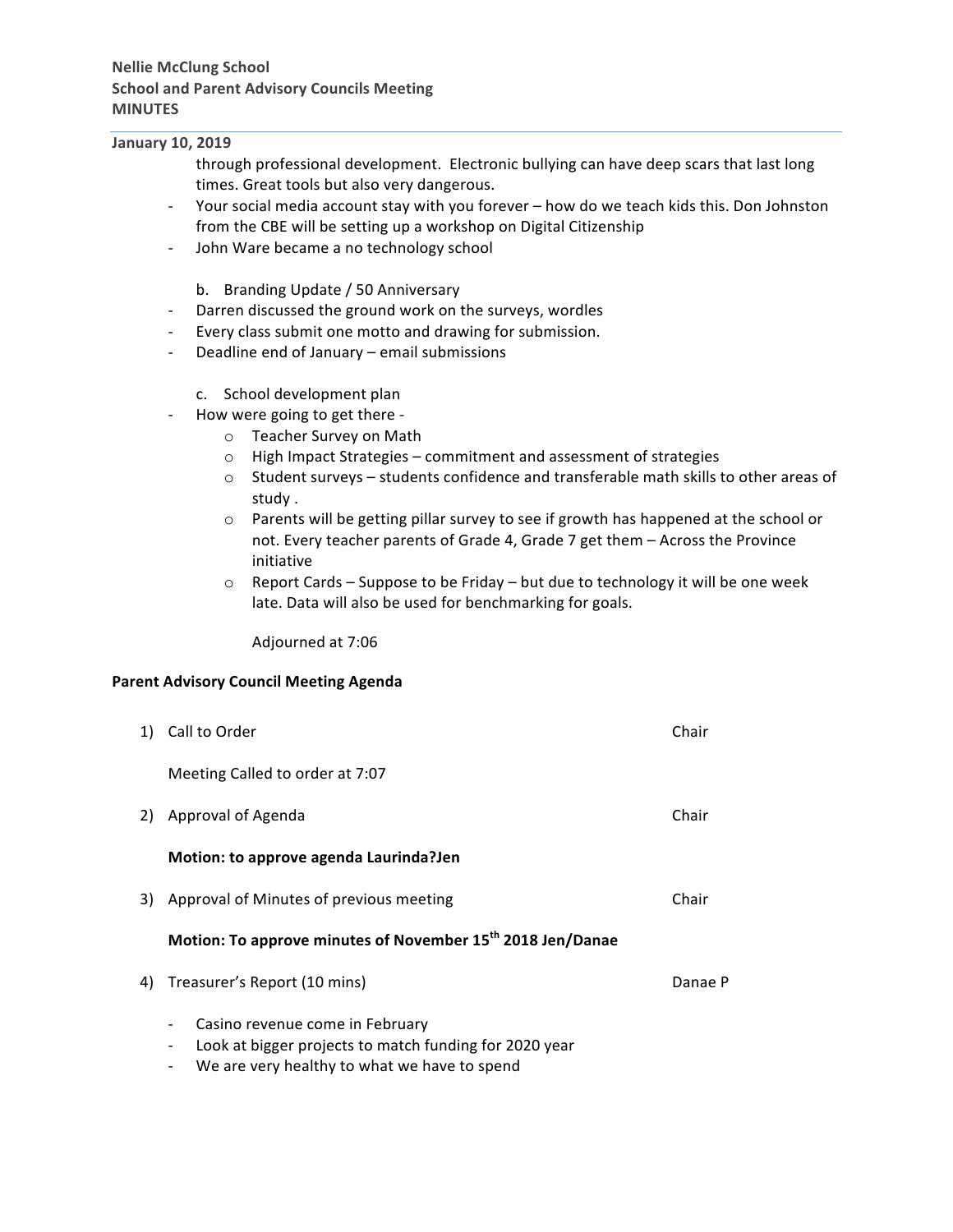**Nellie McClung School**
**School and Parent Advisory Councils Meeting**
**MINUTES**

**January 10, 2019**

through professional development. Electronic bullying can have deep scars that last long times. Great tools but also very dangerous.

- Your social media account stay with you forever – how do we teach kids this. Don Johnston from the CBE will be setting up a workshop on Digital Citizenship
- John Ware became a no technology school

b. Branding Update / 50 Anniversary

- Darren discussed the ground work on the surveys, wordles
- Every class submit one motto and drawing for submission.
- Deadline end of January – email submissions

c. School development plan

- How were going to get there -
  - Teacher Survey on Math
  - High Impact Strategies – commitment and assessment of strategies
  - Student surveys – students confidence and transferable math skills to other areas of study .
  - Parents will be getting pillar survey to see if growth has happened at the school or not. Every teacher parents of Grade 4, Grade 7 get them – Across the Province initiative
  - Report Cards – Suppose to be Friday – but due to technology it will be one week late. Data will also be used for benchmarking for goals.

Adjourned at 7:06

**Parent Advisory Council Meeting Agenda**

1) Call to Order — Chair

   Meeting Called to order at 7:07

2) Approval of Agenda — Chair

   **Motion: to approve agenda Laurinda?Jen**

3) Approval of Minutes of previous meeting — Chair

   **Motion: To approve minutes of November 15th 2018 Jen/Danae**

4) Treasurer's Report (10 mins) — Danae P

   - Casino revenue come in February
   - Look at bigger projects to match funding for 2020 year
   - We are very healthy to what we have to spend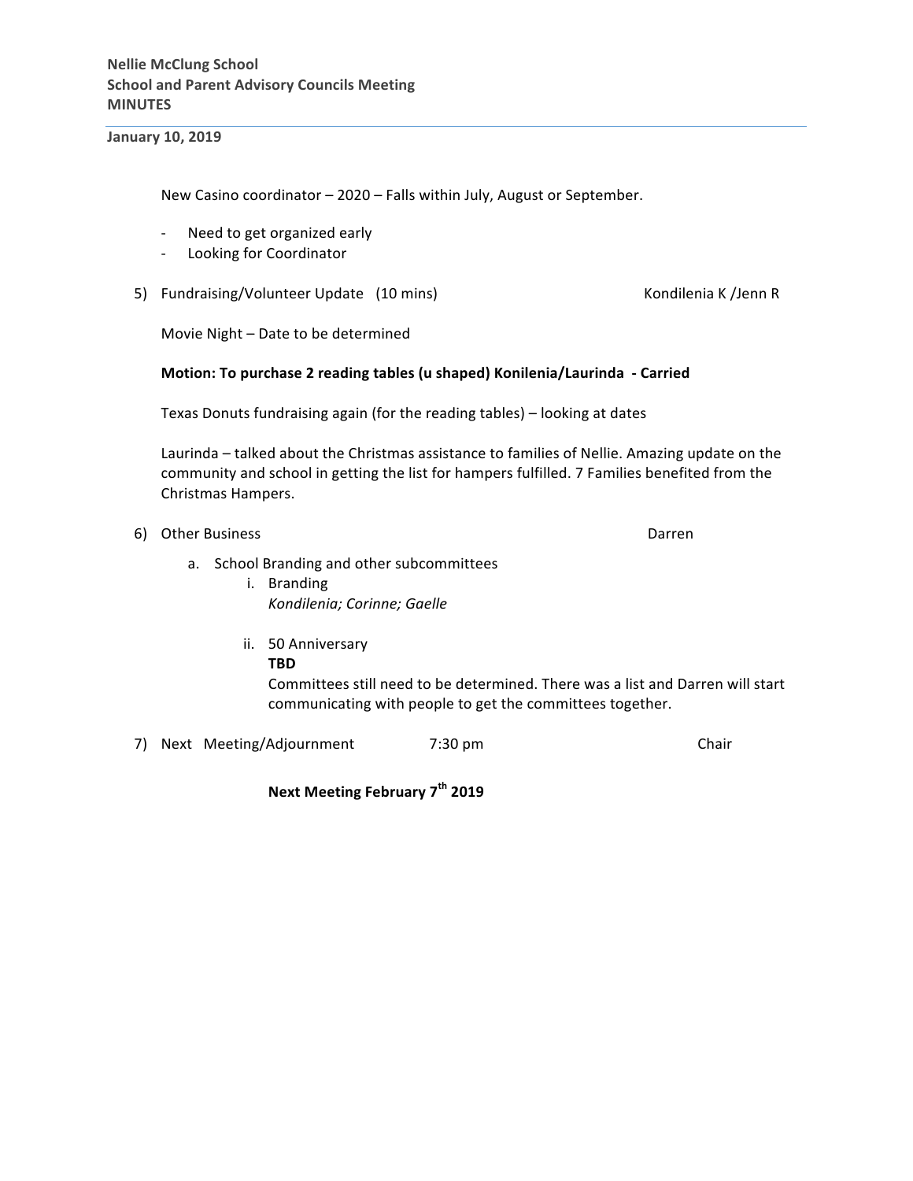**Nellie McClung School**
**School and Parent Advisory Councils Meeting**
**MINUTES**

**January 10, 2019**

New Casino coordinator – 2020 – Falls within July, August or September.

- Need to get organized early
- Looking for Coordinator

5) Fundraising/Volunteer Update (10 mins) Kondilenia K /Jenn R

Movie Night – Date to be determined

**Motion: To purchase 2 reading tables (u shaped) Konilenia/Laurinda - Carried**

Texas Donuts fundraising again (for the reading tables) – looking at dates

Laurinda – talked about the Christmas assistance to families of Nellie. Amazing update on the community and school in getting the list for hampers fulfilled. 7 Families benefited from the Christmas Hampers.

6) Other Business Darren

   a. School Branding and other subcommittees
      i. Branding
         *Kondilenia; Corinne; Gaelle*

      ii. 50 Anniversary
         **TBD**
         Committees still need to be determined. There was a list and Darren will start communicating with people to get the committees together.

7) Next Meeting/Adjournment 7:30 pm Chair

**Next Meeting February 7th 2019**